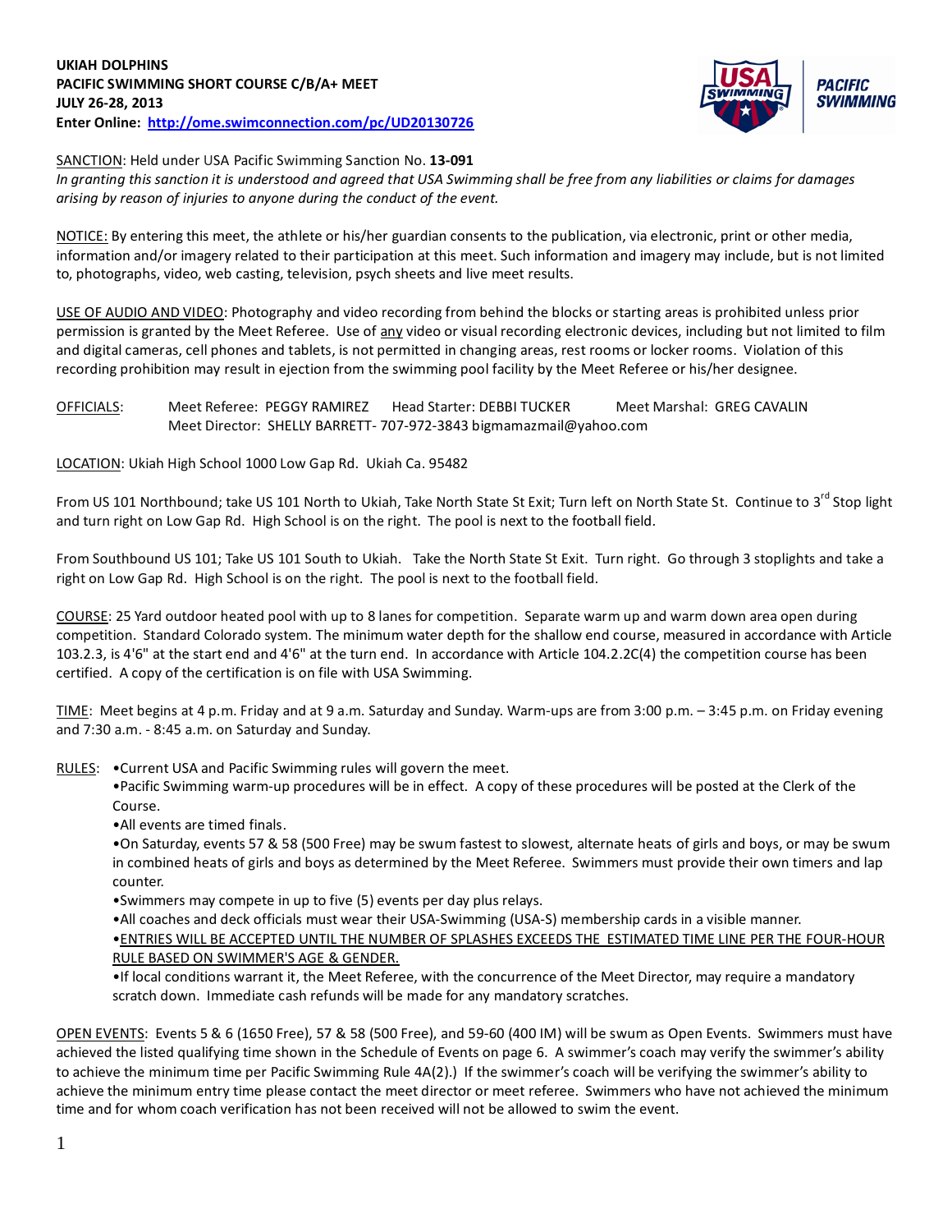**UKIAH DOLPHINS**
**PACIFIC SWIMMING SHORT COURSE C/B/A+ MEET**
**JULY 26-28, 2013**
**Enter Online: [http://ome.swimconnection.com/pc/UD20130726](http://ome.swimconnection.com/pc/UD20130726)**

SANCTION: Held under USA Pacific Swimming Sanction No. **13-091**
*In granting this sanction it is understood and agreed that USA Swimming shall be free from any liabilities or claims for damages arising by reason of injuries to anyone during the conduct of the event.*

NOTICE: By entering this meet, the athlete or his/her guardian consents to the publication, via electronic, print or other media, information and/or imagery related to their participation at this meet. Such information and imagery may include, but is not limited to, photographs, video, web casting, television, psych sheets and live meet results.

USE OF AUDIO AND VIDEO: Photography and video recording from behind the blocks or starting areas is prohibited unless prior permission is granted by the Meet Referee. Use of any video or visual recording electronic devices, including but not limited to film and digital cameras, cell phones and tablets, is not permitted in changing areas, rest rooms or locker rooms. Violation of this recording prohibition may result in ejection from the swimming pool facility by the Meet Referee or his/her designee.

OFFICIALS: Meet Referee: PEGGY RAMIREZ Head Starter: DEBBI TUCKER Meet Marshal: GREG CAVALIN
Meet Director: SHELLY BARRETT- 707-972-3843 bigmamazmail@yahoo.com

LOCATION: Ukiah High School 1000 Low Gap Rd. Ukiah Ca. 95482

From US 101 Northbound; take US 101 North to Ukiah, Take North State St Exit; Turn left on North State St. Continue to 3rd Stop light and turn right on Low Gap Rd. High School is on the right. The pool is next to the football field.

From Southbound US 101; Take US 101 South to Ukiah. Take the North State St Exit. Turn right. Go through 3 stoplights and take a right on Low Gap Rd. High School is on the right. The pool is next to the football field.

COURSE: 25 Yard outdoor heated pool with up to 8 lanes for competition. Separate warm up and warm down area open during competition. Standard Colorado system. The minimum water depth for the shallow end course, measured in accordance with Article 103.2.3, is 4'6" at the start end and 4'6" at the turn end. In accordance with Article 104.2.2C(4) the competition course has been certified. A copy of the certification is on file with USA Swimming.

TIME: Meet begins at 4 p.m. Friday and at 9 a.m. Saturday and Sunday. Warm-ups are from 3:00 p.m. – 3:45 p.m. on Friday evening and 7:30 a.m. - 8:45 a.m. on Saturday and Sunday.

RULES:
- Current USA and Pacific Swimming rules will govern the meet.
- Pacific Swimming warm-up procedures will be in effect. A copy of these procedures will be posted at the Clerk of the Course.
- All events are timed finals.
- On Saturday, events 57 & 58 (500 Free) may be swum fastest to slowest, alternate heats of girls and boys, or may be swum in combined heats of girls and boys as determined by the Meet Referee. Swimmers must provide their own timers and lap counter.
- Swimmers may compete in up to five (5) events per day plus relays.
- All coaches and deck officials must wear their USA-Swimming (USA-S) membership cards in a visible manner.
- ENTRIES WILL BE ACCEPTED UNTIL THE NUMBER OF SPLASHES EXCEEDS THE ESTIMATED TIME LINE PER THE FOUR-HOUR RULE BASED ON SWIMMER'S AGE & GENDER.
- If local conditions warrant it, the Meet Referee, with the concurrence of the Meet Director, may require a mandatory scratch down. Immediate cash refunds will be made for any mandatory scratches.

OPEN EVENTS: Events 5 & 6 (1650 Free), 57 & 58 (500 Free), and 59-60 (400 IM) will be swum as Open Events. Swimmers must have achieved the listed qualifying time shown in the Schedule of Events on page 6. A swimmer's coach may verify the swimmer's ability to achieve the minimum time per Pacific Swimming Rule 4A(2).) If the swimmer's coach will be verifying the swimmer's ability to achieve the minimum entry time please contact the meet director or meet referee. Swimmers who have not achieved the minimum time and for whom coach verification has not been received will not be allowed to swim the event.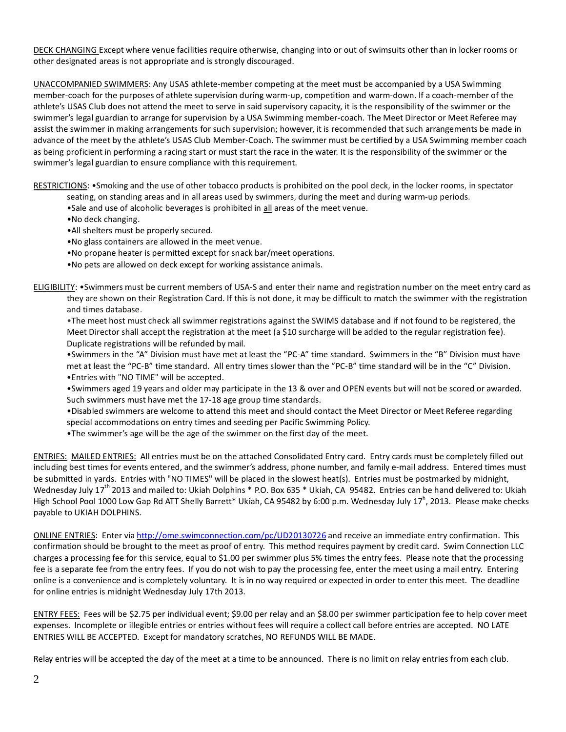DECK CHANGING Except where venue facilities require otherwise, changing into or out of swimsuits other than in locker rooms or other designated areas is not appropriate and is strongly discouraged.

UNACCOMPANIED SWIMMERS: Any USAS athlete-member competing at the meet must be accompanied by a USA Swimming member-coach for the purposes of athlete supervision during warm-up, competition and warm-down. If a coach-member of the athlete's USAS Club does not attend the meet to serve in said supervisory capacity, it is the responsibility of the swimmer or the swimmer's legal guardian to arrange for supervision by a USA Swimming member-coach. The Meet Director or Meet Referee may assist the swimmer in making arrangements for such supervision; however, it is recommended that such arrangements be made in advance of the meet by the athlete's USAS Club Member-Coach. The swimmer must be certified by a USA Swimming member coach as being proficient in performing a racing start or must start the race in the water. It is the responsibility of the swimmer or the swimmer's legal guardian to ensure compliance with this requirement.

RESTRICTIONS:
- Smoking and the use of other tobacco products is prohibited on the pool deck, in the locker rooms, in spectator seating, on standing areas and in all areas used by swimmers, during the meet and during warm-up periods.
- Sale and use of alcoholic beverages is prohibited in all areas of the meet venue.
- No deck changing.
- All shelters must be properly secured.
- No glass containers are allowed in the meet venue.
- No propane heater is permitted except for snack bar/meet operations.
- No pets are allowed on deck except for working assistance animals.

ELIGIBILITY:
- Swimmers must be current members of USA-S and enter their name and registration number on the meet entry card as they are shown on their Registration Card. If this is not done, it may be difficult to match the swimmer with the registration and times database.
- The meet host must check all swimmer registrations against the SWIMS database and if not found to be registered, the Meet Director shall accept the registration at the meet (a $10 surcharge will be added to the regular registration fee). Duplicate registrations will be refunded by mail.
- Swimmers in the "A" Division must have met at least the "PC-A" time standard. Swimmers in the "B" Division must have met at least the "PC-B" time standard. All entry times slower than the "PC-B" time standard will be in the "C" Division.
- Entries with "NO TIME" will be accepted.
- Swimmers aged 19 years and older may participate in the 13 & over and OPEN events but will not be scored or awarded. Such swimmers must have met the 17-18 age group time standards.
- Disabled swimmers are welcome to attend this meet and should contact the Meet Director or Meet Referee regarding special accommodations on entry times and seeding per Pacific Swimming Policy.
- The swimmer's age will be the age of the swimmer on the first day of the meet.

ENTRIES: MAILED ENTRIES: All entries must be on the attached Consolidated Entry card. Entry cards must be completely filled out including best times for events entered, and the swimmer's address, phone number, and family e-mail address. Entered times must be submitted in yards. Entries with "NO TIMES" will be placed in the slowest heat(s). Entries must be postmarked by midnight, Wednesday July 17th 2013 and mailed to: Ukiah Dolphins * P.O. Box 635 * Ukiah, CA 95482. Entries can be hand delivered to: Ukiah High School Pool 1000 Low Gap Rd ATT Shelly Barrett* Ukiah, CA 95482 by 6:00 p.m. Wednesday July 17h, 2013. Please make checks payable to UKIAH DOLPHINS.

ONLINE ENTRIES: Enter via http://ome.swimconnection.com/pc/UD20130726 and receive an immediate entry confirmation. This confirmation should be brought to the meet as proof of entry. This method requires payment by credit card. Swim Connection LLC charges a processing fee for this service, equal to $1.00 per swimmer plus 5% times the entry fees. Please note that the processing fee is a separate fee from the entry fees. If you do not wish to pay the processing fee, enter the meet using a mail entry. Entering online is a convenience and is completely voluntary. It is in no way required or expected in order to enter this meet. The deadline for online entries is midnight Wednesday July 17th 2013.

ENTRY FEES: Fees will be $2.75 per individual event; $9.00 per relay and an $8.00 per swimmer participation fee to help cover meet expenses. Incomplete or illegible entries or entries without fees will require a collect call before entries are accepted. NO LATE ENTRIES WILL BE ACCEPTED. Except for mandatory scratches, NO REFUNDS WILL BE MADE.

Relay entries will be accepted the day of the meet at a time to be announced. There is no limit on relay entries from each club.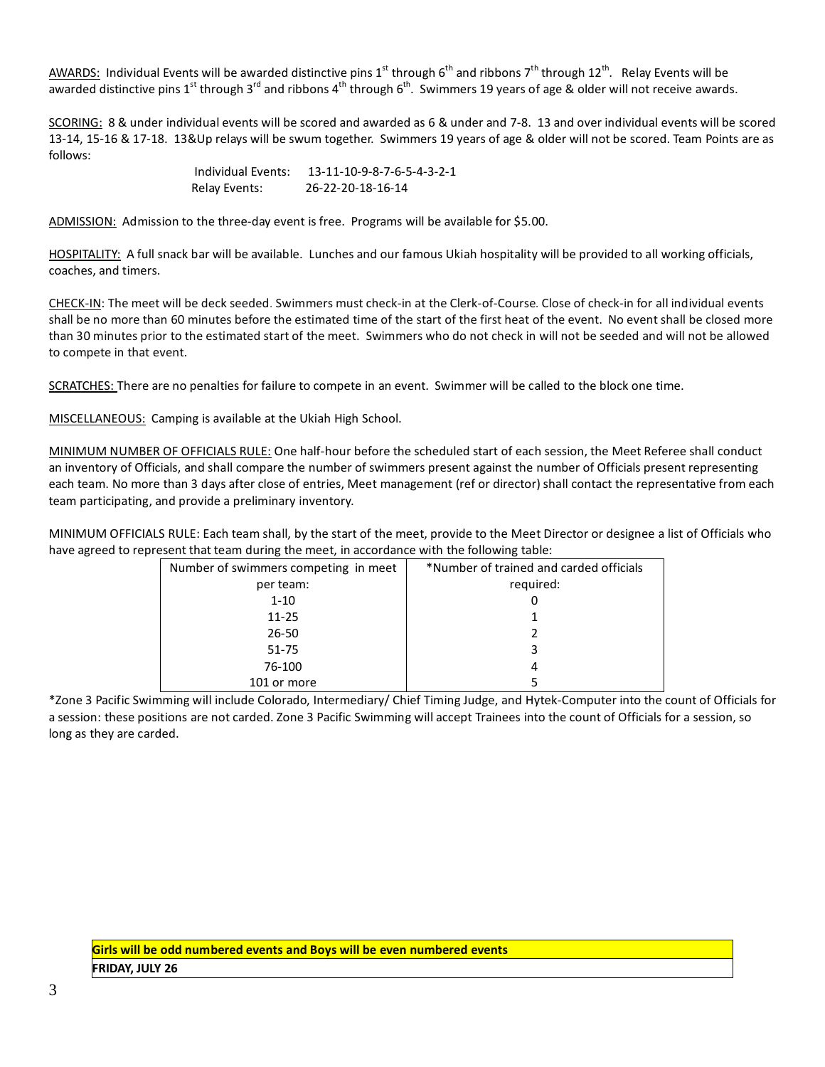<u>AWARDS:</u> Individual Events will be awarded distinctive pins 1st through 6th and ribbons 7th through 12th. Relay Events will be awarded distinctive pins 1st through 3rd and ribbons 4th through 6th. Swimmers 19 years of age & older will not receive awards.

<u>SCORING:</u> 8 & under individual events will be scored and awarded as 6 & under and 7-8. 13 and over individual events will be scored 13-14, 15-16 & 17-18. 13&Up relays will be swum together. Swimmers 19 years of age & older will not be scored. Team Points are as follows:

Individual Events: 13-11-10-9-8-7-6-5-4-3-2-1
Relay Events: 26-22-20-18-16-14

<u>ADMISSION:</u> Admission to the three-day event is free. Programs will be available for $5.00.

<u>HOSPITALITY:</u> A full snack bar will be available. Lunches and our famous Ukiah hospitality will be provided to all working officials, coaches, and timers.

<u>CHECK-IN</u>: The meet will be deck seeded. Swimmers must check-in at the Clerk-of-Course. Close of check-in for all individual events shall be no more than 60 minutes before the estimated time of the start of the first heat of the event. No event shall be closed more than 30 minutes prior to the estimated start of the meet. Swimmers who do not check in will not be seeded and will not be allowed to compete in that event.

<u>SCRATCHES:</u> There are no penalties for failure to compete in an event. Swimmer will be called to the block one time.

<u>MISCELLANEOUS:</u> Camping is available at the Ukiah High School.

<u>MINIMUM NUMBER OF OFFICIALS RULE:</u> One half-hour before the scheduled start of each session, the Meet Referee shall conduct an inventory of Officials, and shall compare the number of swimmers present against the number of Officials present representing each team. No more than 3 days after close of entries, Meet management (ref or director) shall contact the representative from each team participating, and provide a preliminary inventory.

MINIMUM OFFICIALS RULE: Each team shall, by the start of the meet, provide to the Meet Director or designee a list of Officials who have agreed to represent that team during the meet, in accordance with the following table:

| Number of swimmers competing in meet per team: | *Number of trained and carded officials required: |
|---|---|
| 1-10 | 0 |
| 11-25 | 1 |
| 26-50 | 2 |
| 51-75 | 3 |
| 76-100 | 4 |
| 101 or more | 5 |

*Zone 3 Pacific Swimming will include Colorado, Intermediary/ Chief Timing Judge, and Hytek-Computer into the count of Officials for a session: these positions are not carded. Zone 3 Pacific Swimming will accept Trainees into the count of Officials for a session, so long as they are carded.

**Girls will be odd numbered events and Boys will be even numbered events**

**FRIDAY, JULY 26**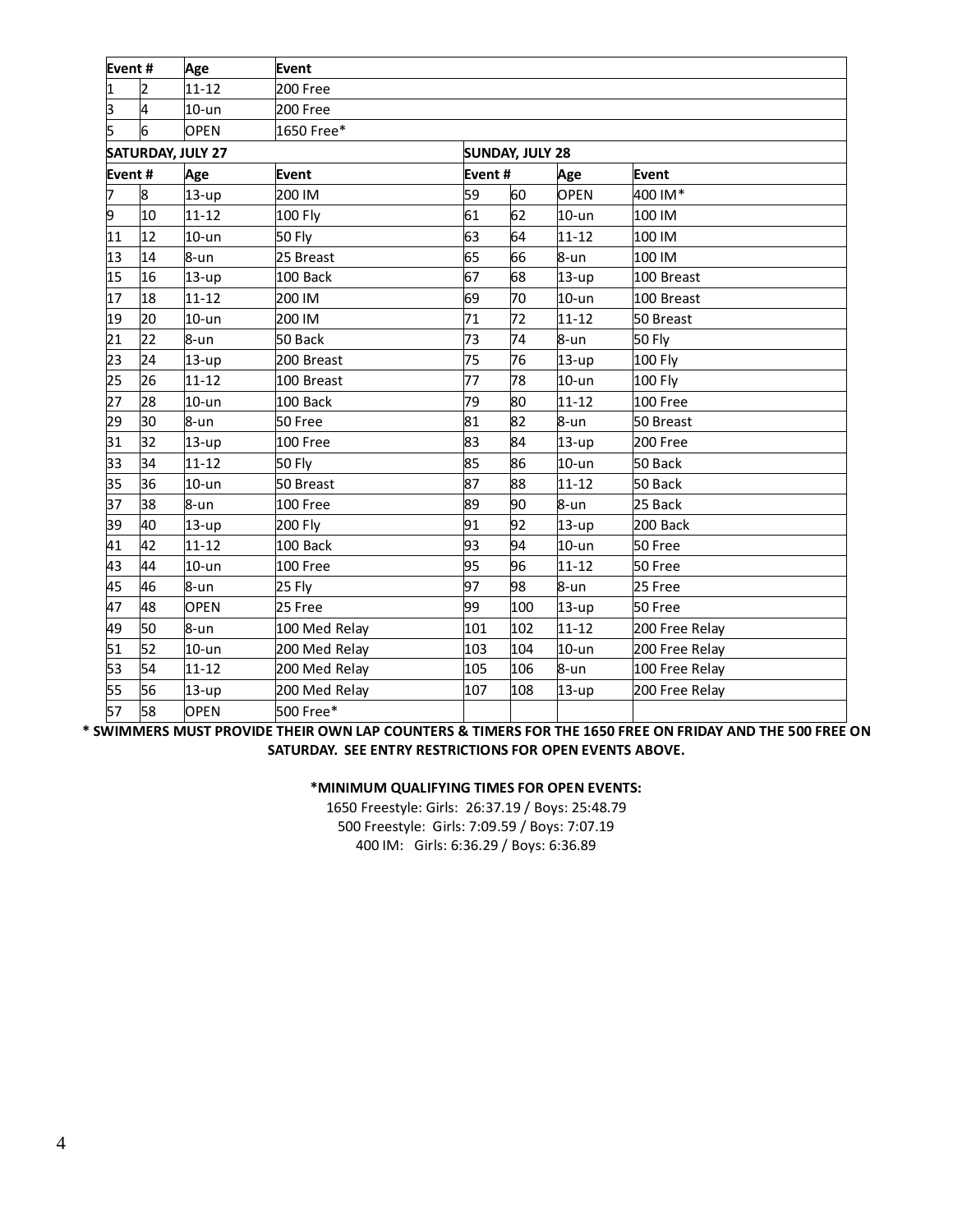| Event # | | Age | Event | | | | |
|---|---|---|---|---|---|---|---|
| 1 | 2 | 11-12 | 200 Free | | | | |
| 3 | 4 | 10-un | 200 Free | | | | |
| 5 | 6 | OPEN | 1650 Free* | | | | |
| **SATURDAY, JULY 27** | | | | **SUNDAY, JULY 28** | | | |
| **Event #** | | **Age** | **Event** | **Event #** | | **Age** | **Event** |
| 7 | 8 | 13-up | 200 IM | 59 | 60 | OPEN | 400 IM* |
| 9 | 10 | 11-12 | 100 Fly | 61 | 62 | 10-un | 100 IM |
| 11 | 12 | 10-un | 50 Fly | 63 | 64 | 11-12 | 100 IM |
| 13 | 14 | 8-un | 25 Breast | 65 | 66 | 8-un | 100 IM |
| 15 | 16 | 13-up | 100 Back | 67 | 68 | 13-up | 100 Breast |
| 17 | 18 | 11-12 | 200 IM | 69 | 70 | 10-un | 100 Breast |
| 19 | 20 | 10-un | 200 IM | 71 | 72 | 11-12 | 50 Breast |
| 21 | 22 | 8-un | 50 Back | 73 | 74 | 8-un | 50 Fly |
| 23 | 24 | 13-up | 200 Breast | 75 | 76 | 13-up | 100 Fly |
| 25 | 26 | 11-12 | 100 Breast | 77 | 78 | 10-un | 100 Fly |
| 27 | 28 | 10-un | 100 Back | 79 | 80 | 11-12 | 100 Free |
| 29 | 30 | 8-un | 50 Free | 81 | 82 | 8-un | 50 Breast |
| 31 | 32 | 13-up | 100 Free | 83 | 84 | 13-up | 200 Free |
| 33 | 34 | 11-12 | 50 Fly | 85 | 86 | 10-un | 50 Back |
| 35 | 36 | 10-un | 50 Breast | 87 | 88 | 11-12 | 50 Back |
| 37 | 38 | 8-un | 100 Free | 89 | 90 | 8-un | 25 Back |
| 39 | 40 | 13-up | 200 Fly | 91 | 92 | 13-up | 200 Back |
| 41 | 42 | 11-12 | 100 Back | 93 | 94 | 10-un | 50 Free |
| 43 | 44 | 10-un | 100 Free | 95 | 96 | 11-12 | 50 Free |
| 45 | 46 | 8-un | 25 Fly | 97 | 98 | 8-un | 25 Free |
| 47 | 48 | OPEN | 25 Free | 99 | 100 | 13-up | 50 Free |
| 49 | 50 | 8-un | 100 Med Relay | 101 | 102 | 11-12 | 200 Free Relay |
| 51 | 52 | 10-un | 200 Med Relay | 103 | 104 | 10-un | 200 Free Relay |
| 53 | 54 | 11-12 | 200 Med Relay | 105 | 106 | 8-un | 100 Free Relay |
| 55 | 56 | 13-up | 200 Med Relay | 107 | 108 | 13-up | 200 Free Relay |
| 57 | 58 | OPEN | 500 Free* | | | | |

**\* SWIMMERS MUST PROVIDE THEIR OWN LAP COUNTERS & TIMERS FOR THE 1650 FREE ON FRIDAY AND THE 500 FREE ON SATURDAY. SEE ENTRY RESTRICTIONS FOR OPEN EVENTS ABOVE.**

**\*MINIMUM QUALIFYING TIMES FOR OPEN EVENTS:**

1650 Freestyle: Girls: 26:37.19 / Boys: 25:48.79

500 Freestyle: Girls: 7:09.59 / Boys: 7:07.19

400 IM: Girls: 6:36.29 / Boys: 6:36.89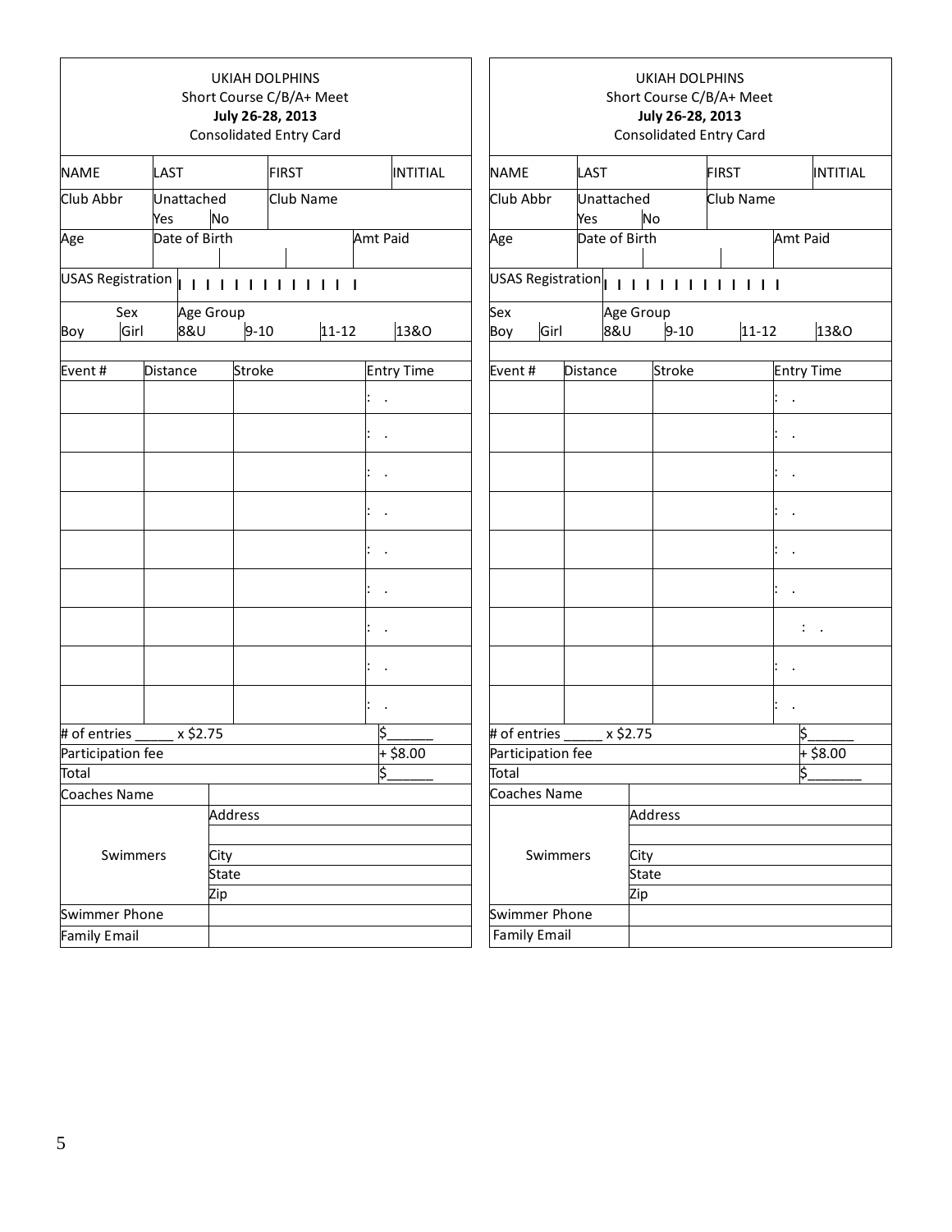UKIAH DOLPHINS
Short Course C/B/A+ Meet
**July 26-28, 2013**
Consolidated Entry Card

| NAME | LAST | | FIRST | | INTITIAL |
|---|---|---|---|---|---|
| Club Abbr | Unattached<br>Yes No | | Club Name | | |
| Age | Date of Birth | | | Amt Paid | |
| USAS Registration | \| \| \| \| \| \| \| \| \| \| \| \| \| \| | | | | |
| Sex<br>Boy Girl | Age Group<br>8&U | 9-10 | 11-12 | | 13&O |

| Event # | Distance | Stroke | Entry Time |
|---|---|---|---|
| | | | : . |
| | | | : . |
| | | | : . |
| | | | : . |
| | | | : . |
| | | | : . |
| | | | : . |
| | | | : . |
| | | | : . |

| | |
|---|---|
| # of entries _____ x $2.75 | $______ |
| Participation fee | + $8.00 |
| Total | $______ |

| | | |
|---|---|---|
| Coaches Name | | |
| Swimmers | Address | |
| | City | |
| | State | |
| | Zip | |
| Swimmer Phone | | |
| Family Email | | |

UKIAH DOLPHINS
Short Course C/B/A+ Meet
**July 26-28, 2013**
Consolidated Entry Card

| NAME | LAST | | FIRST | | INTITIAL |
|---|---|---|---|---|---|
| Club Abbr | Unattached<br>Yes No | | Club Name | | |
| Age | Date of Birth | | | Amt Paid | |
| USAS Registration | \| \| \| \| \| \| \| \| \| \| \| \| \| \| | | | | |
| Sex<br>Boy Girl | Age Group<br>8&U | 9-10 | 11-12 | | 13&O |

| Event # | Distance | Stroke | Entry Time |
|---|---|---|---|
| | | | : . |
| | | | : . |
| | | | : . |
| | | | : . |
| | | | : . |
| | | | : . |
| | | | : . |
| | | | : . |
| | | | : . |

| | |
|---|---|
| # of entries _____ x $2.75 | $______ |
| Participation fee | + $8.00 |
| Total | $_______ |

| | | |
|---|---|---|
| Coaches Name | | |
| Swimmers | Address | |
| | City | |
| | State | |
| | Zip | |
| Swimmer Phone | | |
| Family Email | | |